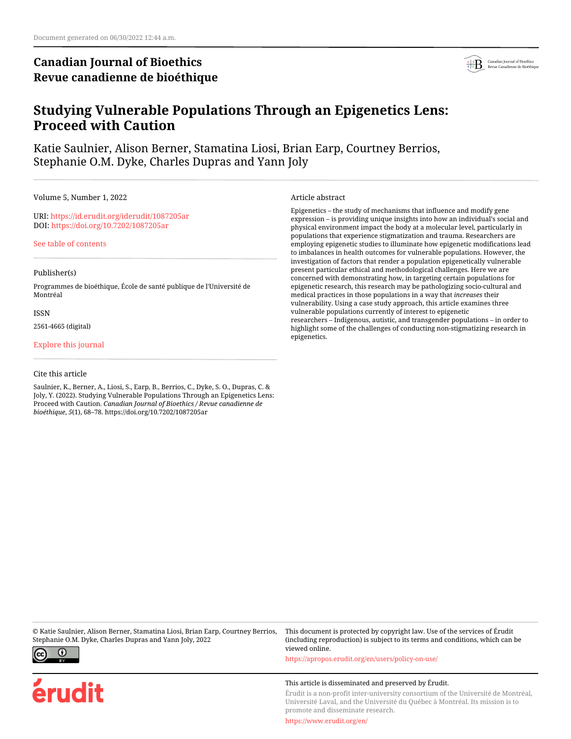Document generated on 06/30/2022 12:44 a.m.

**Canadian Journal of Bioethics**
**Revue canadienne de bioéthique**

# Studying Vulnerable Populations Through an Epigenetics Lens: Proceed with Caution

Katie Saulnier, Alison Berner, Stamatina Liosi, Brian Earp, Courtney Berrios, Stephanie O.M. Dyke, Charles Dupras and Yann Joly

Volume 5, Number 1, 2022

URI: https://id.erudit.org/iderudit/1087205ar
DOI: https://doi.org/10.7202/1087205ar

See table of contents

Publisher(s)

Programmes de bioéthique, École de santé publique de l'Université de Montréal

ISSN

2561-4665 (digital)

Explore this journal

Cite this article

Saulnier, K., Berner, A., Liosi, S., Earp, B., Berrios, C., Dyke, S. O., Dupras, C. & Joly, Y. (2022). Studying Vulnerable Populations Through an Epigenetics Lens: Proceed with Caution. *Canadian Journal of Bioethics / Revue canadienne de bioéthique*, *5*(1), 68–78. https://doi.org/10.7202/1087205ar

Article abstract

Epigenetics – the study of mechanisms that influence and modify gene expression – is providing unique insights into how an individual's social and physical environment impact the body at a molecular level, particularly in populations that experience stigmatization and trauma. Researchers are employing epigenetic studies to illuminate how epigenetic modifications lead to imbalances in health outcomes for vulnerable populations. However, the investigation of factors that render a population epigenetically vulnerable present particular ethical and methodological challenges. Here we are concerned with demonstrating how, in targeting certain populations for epigenetic research, this research may be pathologizing socio-cultural and medical practices in those populations in a way that *increases* their vulnerability. Using a case study approach, this article examines three vulnerable populations currently of interest to epigenetic researchers – Indigenous, autistic, and transgender populations – in order to highlight some of the challenges of conducting non-stigmatizing research in epigenetics.

© Katie Saulnier, Alison Berner, Stamatina Liosi, Brian Earp, Courtney Berrios, Stephanie O.M. Dyke, Charles Dupras and Yann Joly, 2022

This document is protected by copyright law. Use of the services of Érudit (including reproduction) is subject to its terms and conditions, which can be viewed online.

https://apropos.erudit.org/en/users/policy-on-use/

This article is disseminated and preserved by Érudit.

Érudit is a non-profit inter-university consortium of the Université de Montréal, Université Laval, and the Université du Québec à Montréal. Its mission is to promote and disseminate research.

https://www.erudit.org/en/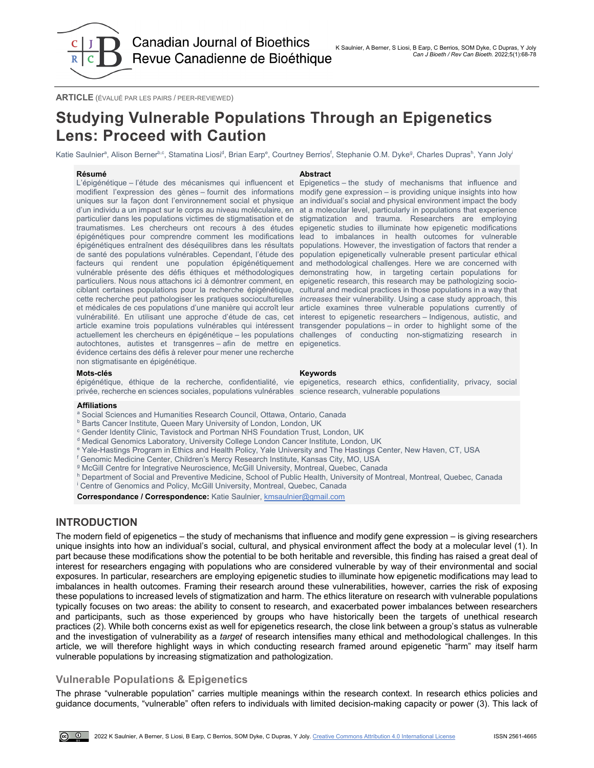**ARTICLE** (ÉVALUÉ PAR LES PAIRS / PEER-REVIEWED)

# Studying Vulnerable Populations Through an Epigenetics Lens: Proceed with Caution

Katie Saulnier[a], Alison Berner[b,c], Stamatina Liosi[d], Brian Earp[e], Courtney Berrios[f], Stephanie O.M. Dyke[g], Charles Dupras[h], Yann Joly[i]

**Résumé**

L'épigénétique – l'étude des mécanismes qui influencent et modifient l'expression des gènes – fournit des informations uniques sur la façon dont l'environnement social et physique d'un individu a un impact sur le corps au niveau moléculaire, en particulier dans les populations victimes de stigmatisation et de traumatismes. Les chercheurs ont recours à des études épigénétiques pour comprendre comment les modifications épigénétiques entraînent des déséquilibres dans les résultats de santé des populations vulnérables. Cependant, l'étude des facteurs qui rendent une population épigénétiquement vulnérable présente des défis éthiques et méthodologiques particuliers. Nous nous attachons ici à démontrer comment, en ciblant certaines populations pour la recherche épigénétique, cette recherche peut pathologiser les pratiques socioculturelles et médicales de ces populations d'une manière qui accroît leur vulnérabilité. En utilisant une approche d'étude de cas, cet article examine trois populations vulnérables qui intéressent actuellement les chercheurs en épigénétique – les populations autochtones, autistes et transgenres – afin de mettre en évidence certains des défis à relever pour mener une recherche non stigmatisante en épigénétique.

**Mots-clés**

épigénétique, éthique de la recherche, confidentialité, vie privée, recherche en sciences sociales, populations vulnérables

**Abstract**

Epigenetics – the study of mechanisms that influence and modify gene expression – is providing unique insights into how an individual's social and physical environment impact the body at a molecular level, particularly in populations that experience stigmatization and trauma. Researchers are employing epigenetic studies to illuminate how epigenetic modifications lead to imbalances in health outcomes for vulnerable populations. However, the investigation of factors that render a population epigenetically vulnerable present particular ethical and methodological challenges. Here we are concerned with demonstrating how, in targeting certain populations for epigenetic research, this research may be pathologizing socio-cultural and medical practices in those populations in a way that *increases* their vulnerability. Using a case study approach, this article examines three vulnerable populations currently of interest to epigenetic researchers – Indigenous, autistic, and transgender populations – in order to highlight some of the challenges of conducting non-stigmatizing research in epigenetics.

**Keywords**

epigenetics, research ethics, confidentiality, privacy, social science research, vulnerable populations

**Affiliations**

[a] Social Sciences and Humanities Research Council, Ottawa, Ontario, Canada
[b] Barts Cancer Institute, Queen Mary University of London, London, UK
[c] Gender Identity Clinic, Tavistock and Portman NHS Foundation Trust, London, UK
[d] Medical Genomics Laboratory, University College London Cancer Institute, London, UK
[e] Yale-Hastings Program in Ethics and Health Policy, Yale University and The Hastings Center, New Haven, CT, USA
[f] Genomic Medicine Center, Children's Mercy Research Institute, Kansas City, MO, USA
[g] McGill Centre for Integrative Neuroscience, McGill University, Montreal, Quebec, Canada
[h] Department of Social and Preventive Medicine, School of Public Health, University of Montreal, Montreal, Quebec, Canada
[i] Centre of Genomics and Policy, McGill University, Montreal, Quebec, Canada

**Correspondance / Correspondence:** Katie Saulnier, kmsaulnier@gmail.com

## INTRODUCTION

The modern field of epigenetics – the study of mechanisms that influence and modify gene expression – is giving researchers unique insights into how an individual's social, cultural, and physical environment affect the body at a molecular level (1). In part because these modifications show the potential to be both heritable and reversible, this finding has raised a great deal of interest for researchers engaging with populations who are considered vulnerable by way of their environmental and social exposures. In particular, researchers are employing epigenetic studies to illuminate how epigenetic modifications may lead to imbalances in health outcomes. Framing their research around these vulnerabilities, however, carries the risk of exposing these populations to increased levels of stigmatization and harm. The ethics literature on research with vulnerable populations typically focuses on two areas: the ability to consent to research, and exacerbated power imbalances between researchers and participants, such as those experienced by groups who have historically been the targets of unethical research practices (2). While both concerns exist as well for epigenetics research, the close link between a group's status as vulnerable and the investigation of vulnerability as a *target* of research intensifies many ethical and methodological challenges. In this article, we will therefore highlight ways in which conducting research framed around epigenetic "harm" may itself harm vulnerable populations by increasing stigmatization and pathologization.

### Vulnerable Populations & Epigenetics

The phrase "vulnerable population" carries multiple meanings within the research context. In research ethics policies and guidance documents, "vulnerable" often refers to individuals with limited decision-making capacity or power (3). This lack of

2022 K Saulnier, A Berner, S Liosi, B Earp, C Berrios, SOM Dyke, C Dupras, Y Joly. Creative Commons Attribution 4.0 International License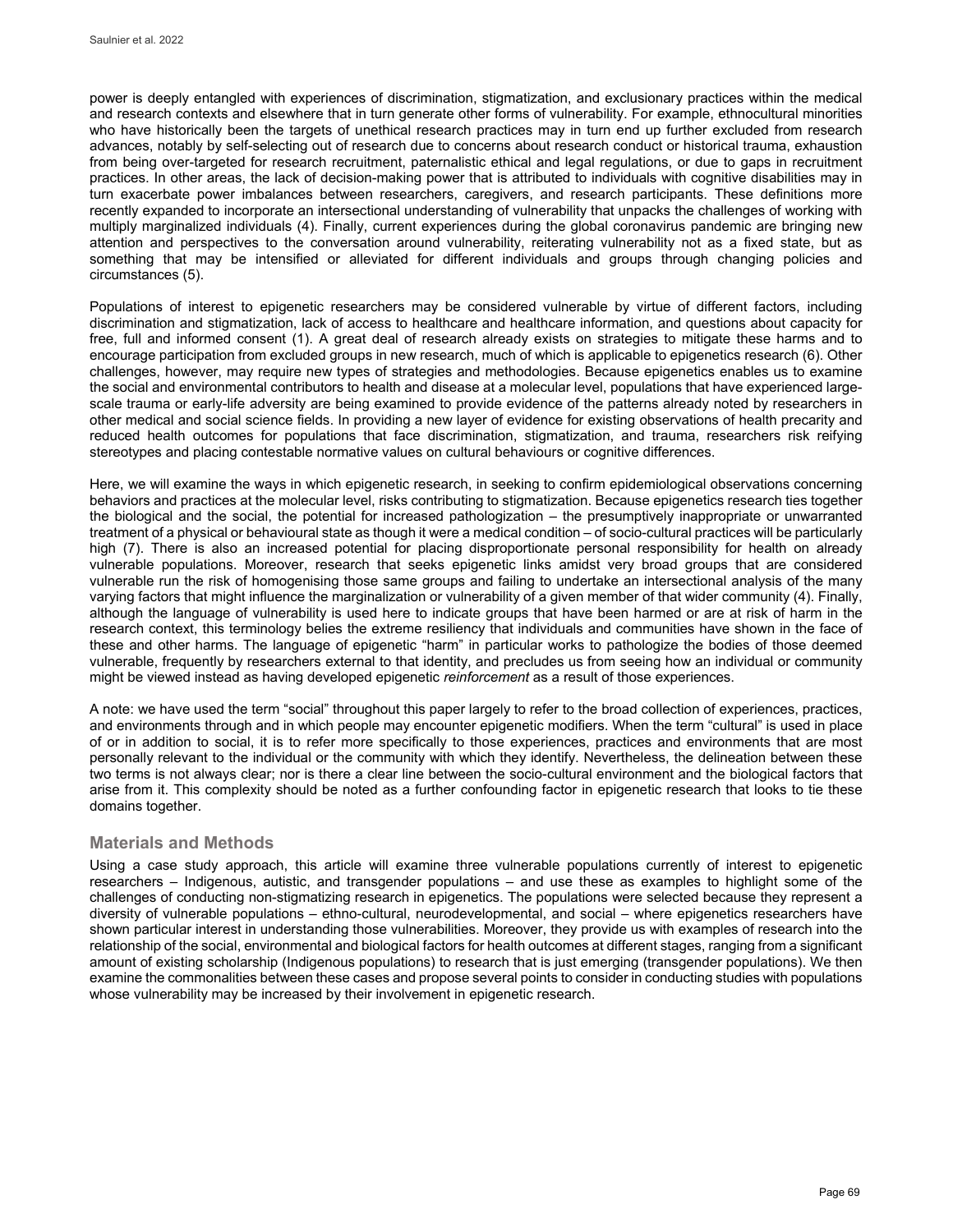power is deeply entangled with experiences of discrimination, stigmatization, and exclusionary practices within the medical and research contexts and elsewhere that in turn generate other forms of vulnerability. For example, ethnocultural minorities who have historically been the targets of unethical research practices may in turn end up further excluded from research advances, notably by self-selecting out of research due to concerns about research conduct or historical trauma, exhaustion from being over-targeted for research recruitment, paternalistic ethical and legal regulations, or due to gaps in recruitment practices. In other areas, the lack of decision-making power that is attributed to individuals with cognitive disabilities may in turn exacerbate power imbalances between researchers, caregivers, and research participants. These definitions more recently expanded to incorporate an intersectional understanding of vulnerability that unpacks the challenges of working with multiply marginalized individuals (4). Finally, current experiences during the global coronavirus pandemic are bringing new attention and perspectives to the conversation around vulnerability, reiterating vulnerability not as a fixed state, but as something that may be intensified or alleviated for different individuals and groups through changing policies and circumstances (5).

Populations of interest to epigenetic researchers may be considered vulnerable by virtue of different factors, including discrimination and stigmatization, lack of access to healthcare and healthcare information, and questions about capacity for free, full and informed consent (1). A great deal of research already exists on strategies to mitigate these harms and to encourage participation from excluded groups in new research, much of which is applicable to epigenetics research (6). Other challenges, however, may require new types of strategies and methodologies. Because epigenetics enables us to examine the social and environmental contributors to health and disease at a molecular level, populations that have experienced large-scale trauma or early-life adversity are being examined to provide evidence of the patterns already noted by researchers in other medical and social science fields. In providing a new layer of evidence for existing observations of health precarity and reduced health outcomes for populations that face discrimination, stigmatization, and trauma, researchers risk reifying stereotypes and placing contestable normative values on cultural behaviours or cognitive differences.

Here, we will examine the ways in which epigenetic research, in seeking to confirm epidemiological observations concerning behaviors and practices at the molecular level, risks contributing to stigmatization. Because epigenetics research ties together the biological and the social, the potential for increased pathologization – the presumptively inappropriate or unwarranted treatment of a physical or behavioural state as though it were a medical condition – of socio-cultural practices will be particularly high (7). There is also an increased potential for placing disproportionate personal responsibility for health on already vulnerable populations. Moreover, research that seeks epigenetic links amidst very broad groups that are considered vulnerable run the risk of homogenising those same groups and failing to undertake an intersectional analysis of the many varying factors that might influence the marginalization or vulnerability of a given member of that wider community (4). Finally, although the language of vulnerability is used here to indicate groups that have been harmed or are at risk of harm in the research context, this terminology belies the extreme resiliency that individuals and communities have shown in the face of these and other harms. The language of epigenetic "harm" in particular works to pathologize the bodies of those deemed vulnerable, frequently by researchers external to that identity, and precludes us from seeing how an individual or community might be viewed instead as having developed epigenetic *reinforcement* as a result of those experiences.

A note: we have used the term "social" throughout this paper largely to refer to the broad collection of experiences, practices, and environments through and in which people may encounter epigenetic modifiers. When the term "cultural" is used in place of or in addition to social, it is to refer more specifically to those experiences, practices and environments that are most personally relevant to the individual or the community with which they identify. Nevertheless, the delineation between these two terms is not always clear; nor is there a clear line between the socio-cultural environment and the biological factors that arise from it. This complexity should be noted as a further confounding factor in epigenetic research that looks to tie these domains together.

## Materials and Methods

Using a case study approach, this article will examine three vulnerable populations currently of interest to epigenetic researchers – Indigenous, autistic, and transgender populations – and use these as examples to highlight some of the challenges of conducting non-stigmatizing research in epigenetics. The populations were selected because they represent a diversity of vulnerable populations – ethno-cultural, neurodevelopmental, and social – where epigenetics researchers have shown particular interest in understanding those vulnerabilities. Moreover, they provide us with examples of research into the relationship of the social, environmental and biological factors for health outcomes at different stages, ranging from a significant amount of existing scholarship (Indigenous populations) to research that is just emerging (transgender populations). We then examine the commonalities between these cases and propose several points to consider in conducting studies with populations whose vulnerability may be increased by their involvement in epigenetic research.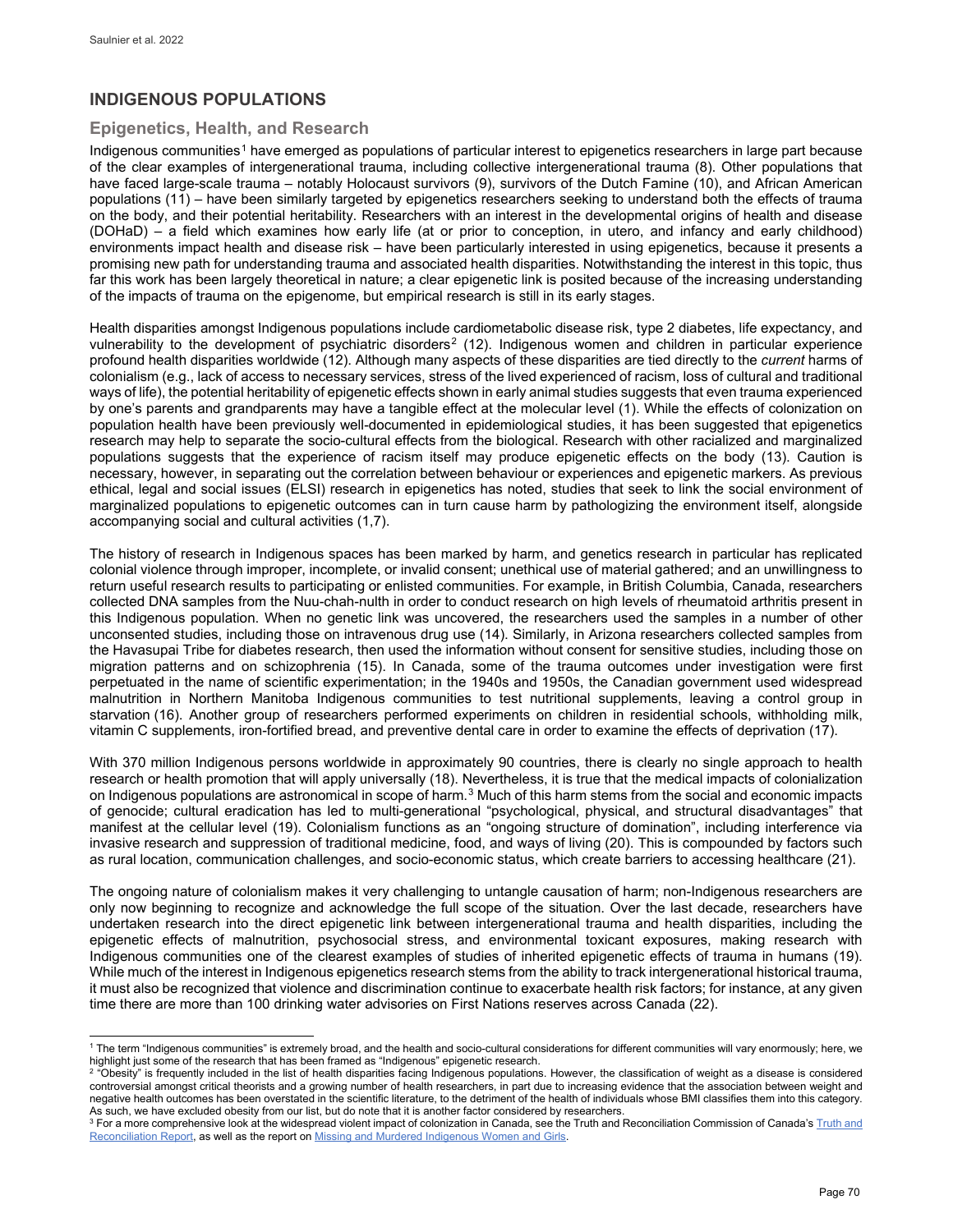## INDIGENOUS POPULATIONS

### Epigenetics, Health, and Research

Indigenous communities[1] have emerged as populations of particular interest to epigenetics researchers in large part because of the clear examples of intergenerational trauma, including collective intergenerational trauma (8). Other populations that have faced large-scale trauma – notably Holocaust survivors (9), survivors of the Dutch Famine (10), and African American populations (11) – have been similarly targeted by epigenetics researchers seeking to understand both the effects of trauma on the body, and their potential heritability. Researchers with an interest in the developmental origins of health and disease (DOHaD) – a field which examines how early life (at or prior to conception, in utero, and infancy and early childhood) environments impact health and disease risk – have been particularly interested in using epigenetics, because it presents a promising new path for understanding trauma and associated health disparities. Notwithstanding the interest in this topic, thus far this work has been largely theoretical in nature; a clear epigenetic link is posited because of the increasing understanding of the impacts of trauma on the epigenome, but empirical research is still in its early stages.

Health disparities amongst Indigenous populations include cardiometabolic disease risk, type 2 diabetes, life expectancy, and vulnerability to the development of psychiatric disorders[2] (12). Indigenous women and children in particular experience profound health disparities worldwide (12). Although many aspects of these disparities are tied directly to the *current* harms of colonialism (e.g., lack of access to necessary services, stress of the lived experienced of racism, loss of cultural and traditional ways of life), the potential heritability of epigenetic effects shown in early animal studies suggests that even trauma experienced by one's parents and grandparents may have a tangible effect at the molecular level (1). While the effects of colonization on population health have been previously well-documented in epidemiological studies, it has been suggested that epigenetics research may help to separate the socio-cultural effects from the biological. Research with other racialized and marginalized populations suggests that the experience of racism itself may produce epigenetic effects on the body (13). Caution is necessary, however, in separating out the correlation between behaviour or experiences and epigenetic markers. As previous ethical, legal and social issues (ELSI) research in epigenetics has noted, studies that seek to link the social environment of marginalized populations to epigenetic outcomes can in turn cause harm by pathologizing the environment itself, alongside accompanying social and cultural activities (1,7).

The history of research in Indigenous spaces has been marked by harm, and genetics research in particular has replicated colonial violence through improper, incomplete, or invalid consent; unethical use of material gathered; and an unwillingness to return useful research results to participating or enlisted communities. For example, in British Columbia, Canada, researchers collected DNA samples from the Nuu-chah-nulth in order to conduct research on high levels of rheumatoid arthritis present in this Indigenous population. When no genetic link was uncovered, the researchers used the samples in a number of other unconsented studies, including those on intravenous drug use (14). Similarly, in Arizona researchers collected samples from the Havasupai Tribe for diabetes research, then used the information without consent for sensitive studies, including those on migration patterns and on schizophrenia (15). In Canada, some of the trauma outcomes under investigation were first perpetuated in the name of scientific experimentation; in the 1940s and 1950s, the Canadian government used widespread malnutrition in Northern Manitoba Indigenous communities to test nutritional supplements, leaving a control group in starvation (16). Another group of researchers performed experiments on children in residential schools, withholding milk, vitamin C supplements, iron-fortified bread, and preventive dental care in order to examine the effects of deprivation (17).

With 370 million Indigenous persons worldwide in approximately 90 countries, there is clearly no single approach to health research or health promotion that will apply universally (18). Nevertheless, it is true that the medical impacts of colonialization on Indigenous populations are astronomical in scope of harm.[3] Much of this harm stems from the social and economic impacts of genocide; cultural eradication has led to multi-generational "psychological, physical, and structural disadvantages" that manifest at the cellular level (19). Colonialism functions as an "ongoing structure of domination", including interference via invasive research and suppression of traditional medicine, food, and ways of living (20). This is compounded by factors such as rural location, communication challenges, and socio-economic status, which create barriers to accessing healthcare (21).

The ongoing nature of colonialism makes it very challenging to untangle causation of harm; non-Indigenous researchers are only now beginning to recognize and acknowledge the full scope of the situation. Over the last decade, researchers have undertaken research into the direct epigenetic link between intergenerational trauma and health disparities, including the epigenetic effects of malnutrition, psychosocial stress, and environmental toxicant exposures, making research with Indigenous communities one of the clearest examples of studies of inherited epigenetic effects of trauma in humans (19). While much of the interest in Indigenous epigenetics research stems from the ability to track intergenerational historical trauma, it must also be recognized that violence and discrimination continue to exacerbate health risk factors; for instance, at any given time there are more than 100 drinking water advisories on First Nations reserves across Canada (22).

---

[1] The term "Indigenous communities" is extremely broad, and the health and socio-cultural considerations for different communities will vary enormously; here, we highlight just some of the research that has been framed as "Indigenous" epigenetic research.

[2] "Obesity" is frequently included in the list of health disparities facing Indigenous populations. However, the classification of weight as a disease is considered controversial amongst critical theorists and a growing number of health researchers, in part due to increasing evidence that the association between weight and negative health outcomes has been overstated in the scientific literature, to the detriment of the health of individuals whose BMI classifies them into this category. As such, we have excluded obesity from our list, but do note that it is another factor considered by researchers.

[3] For a more comprehensive look at the widespread violent impact of colonization in Canada, see the Truth and Reconciliation Commission of Canada's Truth and Reconciliation Report, as well as the report on Missing and Murdered Indigenous Women and Girls.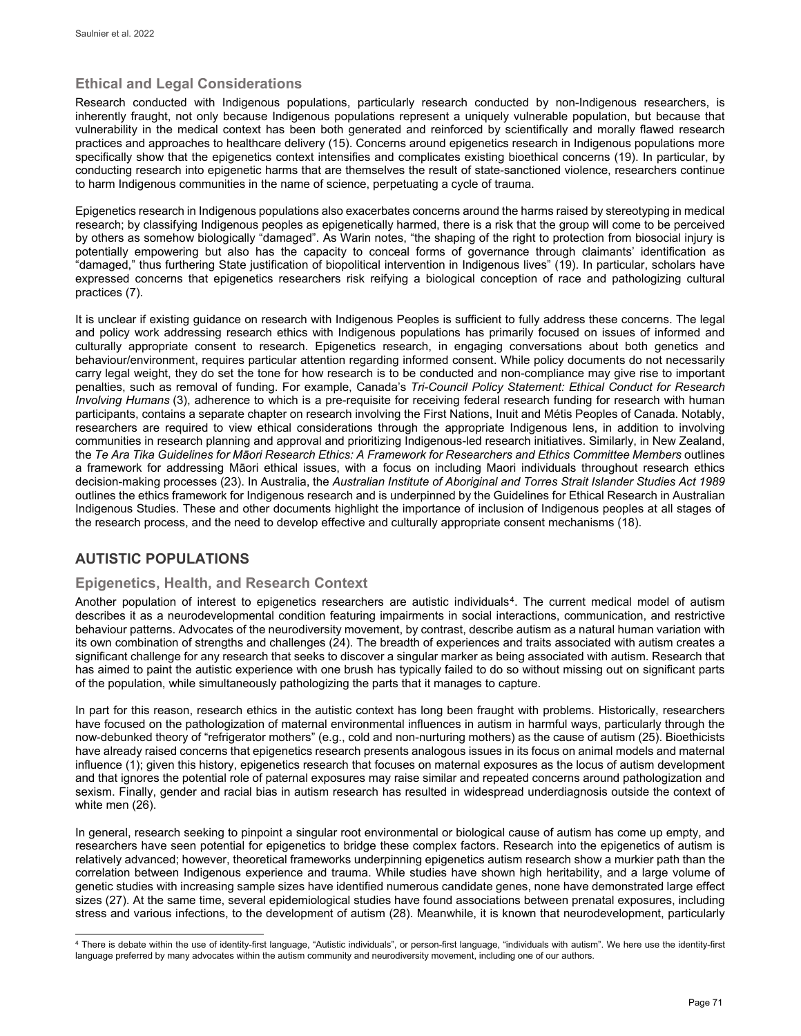### Ethical and Legal Considerations

Research conducted with Indigenous populations, particularly research conducted by non-Indigenous researchers, is inherently fraught, not only because Indigenous populations represent a uniquely vulnerable population, but because that vulnerability in the medical context has been both generated and reinforced by scientifically and morally flawed research practices and approaches to healthcare delivery (15). Concerns around epigenetics research in Indigenous populations more specifically show that the epigenetics context intensifies and complicates existing bioethical concerns (19). In particular, by conducting research into epigenetic harms that are themselves the result of state-sanctioned violence, researchers continue to harm Indigenous communities in the name of science, perpetuating a cycle of trauma.

Epigenetics research in Indigenous populations also exacerbates concerns around the harms raised by stereotyping in medical research; by classifying Indigenous peoples as epigenetically harmed, there is a risk that the group will come to be perceived by others as somehow biologically "damaged". As Warin notes, "the shaping of the right to protection from biosocial injury is potentially empowering but also has the capacity to conceal forms of governance through claimants' identification as "damaged," thus furthering State justification of biopolitical intervention in Indigenous lives" (19). In particular, scholars have expressed concerns that epigenetics researchers risk reifying a biological conception of race and pathologizing cultural practices (7).

It is unclear if existing guidance on research with Indigenous Peoples is sufficient to fully address these concerns. The legal and policy work addressing research ethics with Indigenous populations has primarily focused on issues of informed and culturally appropriate consent to research. Epigenetics research, in engaging conversations about both genetics and behaviour/environment, requires particular attention regarding informed consent. While policy documents do not necessarily carry legal weight, they do set the tone for how research is to be conducted and non-compliance may give rise to important penalties, such as removal of funding. For example, Canada's *Tri-Council Policy Statement: Ethical Conduct for Research Involving Humans* (3), adherence to which is a pre-requisite for receiving federal research funding for research with human participants, contains a separate chapter on research involving the First Nations, Inuit and Métis Peoples of Canada. Notably, researchers are required to view ethical considerations through the appropriate Indigenous lens, in addition to involving communities in research planning and approval and prioritizing Indigenous-led research initiatives. Similarly, in New Zealand, the *Te Ara Tika Guidelines for Māori Research Ethics: A Framework for Researchers and Ethics Committee Members* outlines a framework for addressing Māori ethical issues, with a focus on including Maori individuals throughout research ethics decision-making processes (23). In Australia, the *Australian Institute of Aboriginal and Torres Strait Islander Studies Act 1989* outlines the ethics framework for Indigenous research and is underpinned by the Guidelines for Ethical Research in Australian Indigenous Studies. These and other documents highlight the importance of inclusion of Indigenous peoples at all stages of the research process, and the need to develop effective and culturally appropriate consent mechanisms (18).

## AUTISTIC POPULATIONS

### Epigenetics, Health, and Research Context

Another population of interest to epigenetics researchers are autistic individuals[4]. The current medical model of autism describes it as a neurodevelopmental condition featuring impairments in social interactions, communication, and restrictive behaviour patterns. Advocates of the neurodiversity movement, by contrast, describe autism as a natural human variation with its own combination of strengths and challenges (24). The breadth of experiences and traits associated with autism creates a significant challenge for any research that seeks to discover a singular marker as being associated with autism. Research that has aimed to paint the autistic experience with one brush has typically failed to do so without missing out on significant parts of the population, while simultaneously pathologizing the parts that it manages to capture.

In part for this reason, research ethics in the autistic context has long been fraught with problems. Historically, researchers have focused on the pathologization of maternal environmental influences in autism in harmful ways, particularly through the now-debunked theory of "refrigerator mothers" (e.g., cold and non-nurturing mothers) as the cause of autism (25). Bioethicists have already raised concerns that epigenetics research presents analogous issues in its focus on animal models and maternal influence (1); given this history, epigenetics research that focuses on maternal exposures as the locus of autism development and that ignores the potential role of paternal exposures may raise similar and repeated concerns around pathologization and sexism. Finally, gender and racial bias in autism research has resulted in widespread underdiagnosis outside the context of white men (26).

In general, research seeking to pinpoint a singular root environmental or biological cause of autism has come up empty, and researchers have seen potential for epigenetics to bridge these complex factors. Research into the epigenetics of autism is relatively advanced; however, theoretical frameworks underpinning epigenetics autism research show a murkier path than the correlation between Indigenous experience and trauma. While studies have shown high heritability, and a large volume of genetic studies with increasing sample sizes have identified numerous candidate genes, none have demonstrated large effect sizes (27). At the same time, several epidemiological studies have found associations between prenatal exposures, including stress and various infections, to the development of autism (28). Meanwhile, it is known that neurodevelopment, particularly

[4] There is debate within the use of identity-first language, "Autistic individuals", or person-first language, "individuals with autism". We here use the identity-first language preferred by many advocates within the autism community and neurodiversity movement, including one of our authors.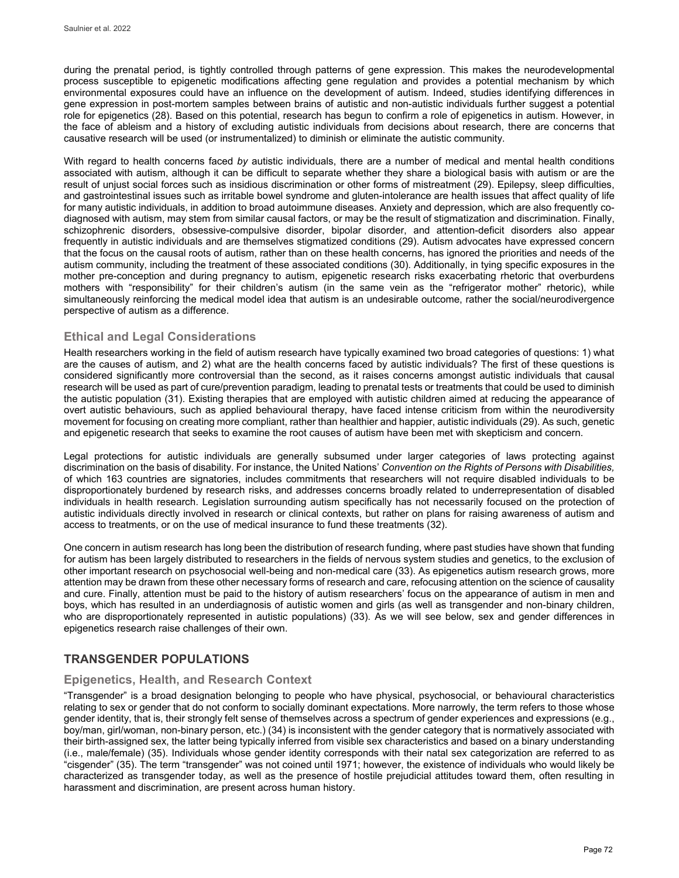during the prenatal period, is tightly controlled through patterns of gene expression. This makes the neurodevelopmental process susceptible to epigenetic modifications affecting gene regulation and provides a potential mechanism by which environmental exposures could have an influence on the development of autism. Indeed, studies identifying differences in gene expression in post-mortem samples between brains of autistic and non-autistic individuals further suggest a potential role for epigenetics (28). Based on this potential, research has begun to confirm a role of epigenetics in autism. However, in the face of ableism and a history of excluding autistic individuals from decisions about research, there are concerns that causative research will be used (or instrumentalized) to diminish or eliminate the autistic community.

With regard to health concerns faced *by* autistic individuals, there are a number of medical and mental health conditions associated with autism, although it can be difficult to separate whether they share a biological basis with autism or are the result of unjust social forces such as insidious discrimination or other forms of mistreatment (29). Epilepsy, sleep difficulties, and gastrointestinal issues such as irritable bowel syndrome and gluten-intolerance are health issues that affect quality of life for many autistic individuals, in addition to broad autoimmune diseases. Anxiety and depression, which are also frequently co-diagnosed with autism, may stem from similar causal factors, or may be the result of stigmatization and discrimination. Finally, schizophrenic disorders, obsessive-compulsive disorder, bipolar disorder, and attention-deficit disorders also appear frequently in autistic individuals and are themselves stigmatized conditions (29). Autism advocates have expressed concern that the focus on the causal roots of autism, rather than on these health concerns, has ignored the priorities and needs of the autism community, including the treatment of these associated conditions (30). Additionally, in tying specific exposures in the mother pre-conception and during pregnancy to autism, epigenetic research risks exacerbating rhetoric that overburdens mothers with "responsibility" for their children's autism (in the same vein as the "refrigerator mother" rhetoric), while simultaneously reinforcing the medical model idea that autism is an undesirable outcome, rather the social/neurodivergence perspective of autism as a difference.

### Ethical and Legal Considerations

Health researchers working in the field of autism research have typically examined two broad categories of questions: 1) what are the causes of autism, and 2) what are the health concerns faced by autistic individuals? The first of these questions is considered significantly more controversial than the second, as it raises concerns amongst autistic individuals that causal research will be used as part of cure/prevention paradigm, leading to prenatal tests or treatments that could be used to diminish the autistic population (31). Existing therapies that are employed with autistic children aimed at reducing the appearance of overt autistic behaviours, such as applied behavioural therapy, have faced intense criticism from within the neurodiversity movement for focusing on creating more compliant, rather than healthier and happier, autistic individuals (29). As such, genetic and epigenetic research that seeks to examine the root causes of autism have been met with skepticism and concern.

Legal protections for autistic individuals are generally subsumed under larger categories of laws protecting against discrimination on the basis of disability. For instance, the United Nations' *Convention on the Rights of Persons with Disabilities,* of which 163 countries are signatories, includes commitments that researchers will not require disabled individuals to be disproportionately burdened by research risks, and addresses concerns broadly related to underrepresentation of disabled individuals in health research. Legislation surrounding autism specifically has not necessarily focused on the protection of autistic individuals directly involved in research or clinical contexts, but rather on plans for raising awareness of autism and access to treatments, or on the use of medical insurance to fund these treatments (32).

One concern in autism research has long been the distribution of research funding, where past studies have shown that funding for autism has been largely distributed to researchers in the fields of nervous system studies and genetics, to the exclusion of other important research on psychosocial well-being and non-medical care (33). As epigenetics autism research grows, more attention may be drawn from these other necessary forms of research and care, refocusing attention on the science of causality and cure. Finally, attention must be paid to the history of autism researchers' focus on the appearance of autism in men and boys, which has resulted in an underdiagnosis of autistic women and girls (as well as transgender and non-binary children, who are disproportionately represented in autistic populations) (33). As we will see below, sex and gender differences in epigenetics research raise challenges of their own.

## TRANSGENDER POPULATIONS

### Epigenetics, Health, and Research Context

"Transgender" is a broad designation belonging to people who have physical, psychosocial, or behavioural characteristics relating to sex or gender that do not conform to socially dominant expectations. More narrowly, the term refers to those whose gender identity, that is, their strongly felt sense of themselves across a spectrum of gender experiences and expressions (e.g., boy/man, girl/woman, non-binary person, etc.) (34) is inconsistent with the gender category that is normatively associated with their birth-assigned sex, the latter being typically inferred from visible sex characteristics and based on a binary understanding (i.e., male/female) (35). Individuals whose gender identity corresponds with their natal sex categorization are referred to as "cisgender" (35). The term "transgender" was not coined until 1971; however, the existence of individuals who would likely be characterized as transgender today, as well as the presence of hostile prejudicial attitudes toward them, often resulting in harassment and discrimination, are present across human history.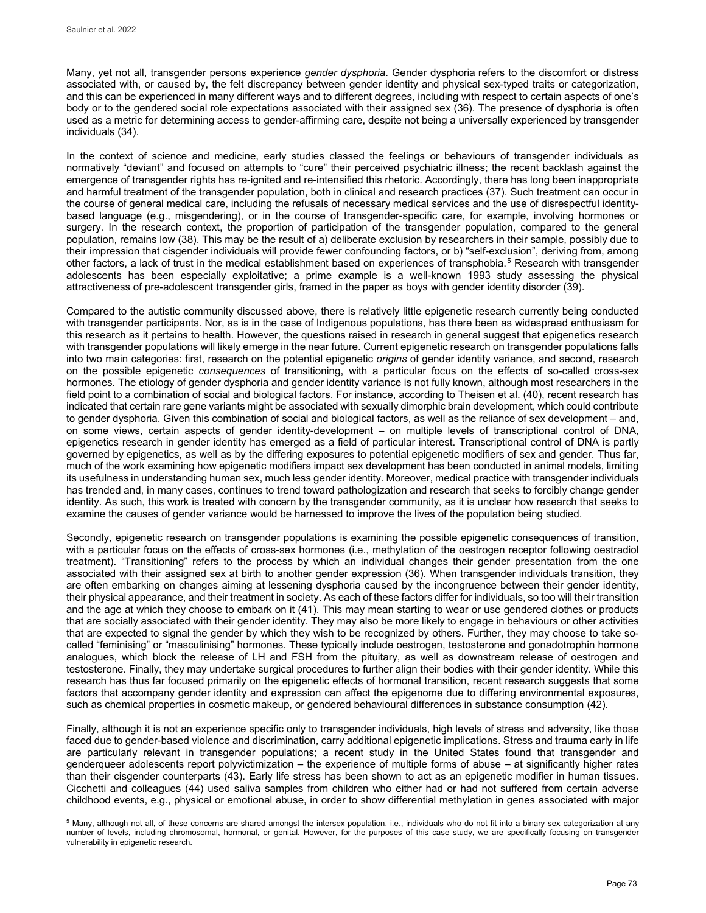Many, yet not all, transgender persons experience *gender dysphoria*. Gender dysphoria refers to the discomfort or distress associated with, or caused by, the felt discrepancy between gender identity and physical sex-typed traits or categorization, and this can be experienced in many different ways and to different degrees, including with respect to certain aspects of one's body or to the gendered social role expectations associated with their assigned sex (36). The presence of dysphoria is often used as a metric for determining access to gender-affirming care, despite not being a universally experienced by transgender individuals (34).

In the context of science and medicine, early studies classed the feelings or behaviours of transgender individuals as normatively "deviant" and focused on attempts to "cure" their perceived psychiatric illness; the recent backlash against the emergence of transgender rights has re-ignited and re-intensified this rhetoric. Accordingly, there has long been inappropriate and harmful treatment of the transgender population, both in clinical and research practices (37). Such treatment can occur in the course of general medical care, including the refusals of necessary medical services and the use of disrespectful identity-based language (e.g., misgendering), or in the course of transgender-specific care, for example, involving hormones or surgery. In the research context, the proportion of participation of the transgender population, compared to the general population, remains low (38). This may be the result of a) deliberate exclusion by researchers in their sample, possibly due to their impression that cisgender individuals will provide fewer confounding factors, or b) "self-exclusion", deriving from, among other factors, a lack of trust in the medical establishment based on experiences of transphobia.[5] Research with transgender adolescents has been especially exploitative; a prime example is a well-known 1993 study assessing the physical attractiveness of pre-adolescent transgender girls, framed in the paper as boys with gender identity disorder (39).

Compared to the autistic community discussed above, there is relatively little epigenetic research currently being conducted with transgender participants. Nor, as is in the case of Indigenous populations, has there been as widespread enthusiasm for this research as it pertains to health. However, the questions raised in research in general suggest that epigenetics research with transgender populations will likely emerge in the near future. Current epigenetic research on transgender populations falls into two main categories: first, research on the potential epigenetic *origins* of gender identity variance, and second, research on the possible epigenetic *consequences* of transitioning, with a particular focus on the effects of so-called cross-sex hormones. The etiology of gender dysphoria and gender identity variance is not fully known, although most researchers in the field point to a combination of social and biological factors. For instance, according to Theisen et al. (40), recent research has indicated that certain rare gene variants might be associated with sexually dimorphic brain development, which could contribute to gender dysphoria. Given this combination of social and biological factors, as well as the reliance of sex development – and, on some views, certain aspects of gender identity-development – on multiple levels of transcriptional control of DNA, epigenetics research in gender identity has emerged as a field of particular interest. Transcriptional control of DNA is partly governed by epigenetics, as well as by the differing exposures to potential epigenetic modifiers of sex and gender. Thus far, much of the work examining how epigenetic modifiers impact sex development has been conducted in animal models, limiting its usefulness in understanding human sex, much less gender identity. Moreover, medical practice with transgender individuals has trended and, in many cases, continues to trend toward pathologization and research that seeks to forcibly change gender identity. As such, this work is treated with concern by the transgender community, as it is unclear how research that seeks to examine the causes of gender variance would be harnessed to improve the lives of the population being studied.

Secondly, epigenetic research on transgender populations is examining the possible epigenetic consequences of transition, with a particular focus on the effects of cross-sex hormones (i.e., methylation of the oestrogen receptor following oestradiol treatment). "Transitioning" refers to the process by which an individual changes their gender presentation from the one associated with their assigned sex at birth to another gender expression (36). When transgender individuals transition, they are often embarking on changes aiming at lessening dysphoria caused by the incongruence between their gender identity, their physical appearance, and their treatment in society. As each of these factors differ for individuals, so too will their transition and the age at which they choose to embark on it (41). This may mean starting to wear or use gendered clothes or products that are socially associated with their gender identity. They may also be more likely to engage in behaviours or other activities that are expected to signal the gender by which they wish to be recognized by others. Further, they may choose to take so-called "feminising" or "masculinising" hormones. These typically include oestrogen, testosterone and gonadotrophin hormone analogues, which block the release of LH and FSH from the pituitary, as well as downstream release of oestrogen and testosterone. Finally, they may undertake surgical procedures to further align their bodies with their gender identity. While this research has thus far focused primarily on the epigenetic effects of hormonal transition, recent research suggests that some factors that accompany gender identity and expression can affect the epigenome due to differing environmental exposures, such as chemical properties in cosmetic makeup, or gendered behavioural differences in substance consumption (42).

Finally, although it is not an experience specific only to transgender individuals, high levels of stress and adversity, like those faced due to gender-based violence and discrimination, carry additional epigenetic implications. Stress and trauma early in life are particularly relevant in transgender populations; a recent study in the United States found that transgender and genderqueer adolescents report polyvictimization – the experience of multiple forms of abuse – at significantly higher rates than their cisgender counterparts (43). Early life stress has been shown to act as an epigenetic modifier in human tissues. Cicchetti and colleagues (44) used saliva samples from children who either had or had not suffered from certain adverse childhood events, e.g., physical or emotional abuse, in order to show differential methylation in genes associated with major

[5] Many, although not all, of these concerns are shared amongst the intersex population, i.e., individuals who do not fit into a binary sex categorization at any number of levels, including chromosomal, hormonal, or genital. However, for the purposes of this case study, we are specifically focusing on transgender vulnerability in epigenetic research.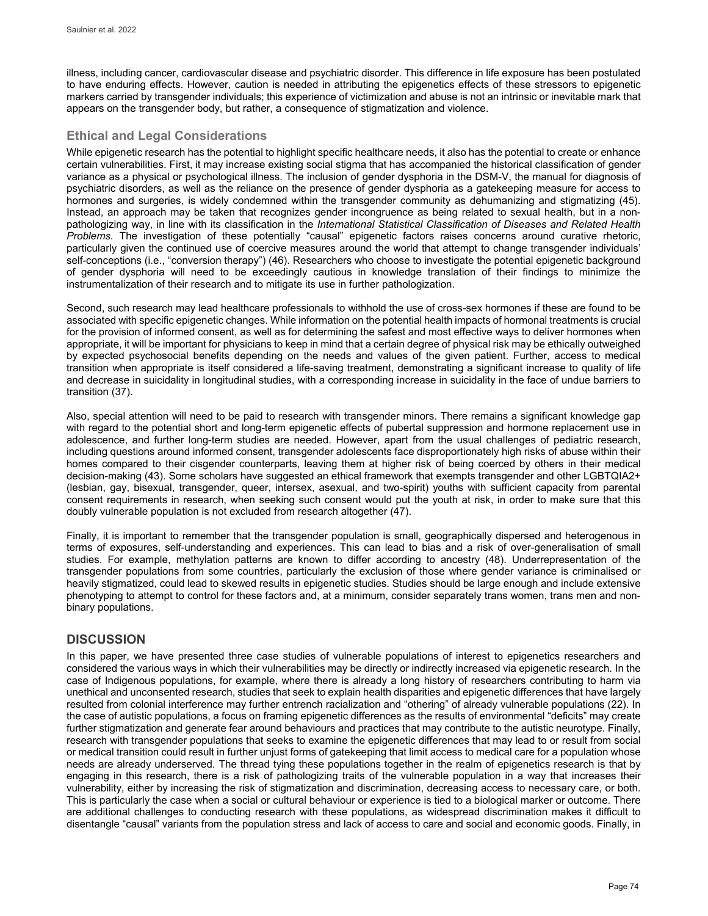illness, including cancer, cardiovascular disease and psychiatric disorder. This difference in life exposure has been postulated to have enduring effects. However, caution is needed in attributing the epigenetics effects of these stressors to epigenetic markers carried by transgender individuals; this experience of victimization and abuse is not an intrinsic or inevitable mark that appears on the transgender body, but rather, a consequence of stigmatization and violence.

### Ethical and Legal Considerations

While epigenetic research has the potential to highlight specific healthcare needs, it also has the potential to create or enhance certain vulnerabilities. First, it may increase existing social stigma that has accompanied the historical classification of gender variance as a physical or psychological illness. The inclusion of gender dysphoria in the DSM-V, the manual for diagnosis of psychiatric disorders, as well as the reliance on the presence of gender dysphoria as a gatekeeping measure for access to hormones and surgeries, is widely condemned within the transgender community as dehumanizing and stigmatizing (45). Instead, an approach may be taken that recognizes gender incongruence as being related to sexual health, but in a non-pathologizing way, in line with its classification in the *International Statistical Classification of Diseases and Related Health Problems*. The investigation of these potentially "causal" epigenetic factors raises concerns around curative rhetoric, particularly given the continued use of coercive measures around the world that attempt to change transgender individuals' self-conceptions (i.e., "conversion therapy") (46). Researchers who choose to investigate the potential epigenetic background of gender dysphoria will need to be exceedingly cautious in knowledge translation of their findings to minimize the instrumentalization of their research and to mitigate its use in further pathologization.

Second, such research may lead healthcare professionals to withhold the use of cross-sex hormones if these are found to be associated with specific epigenetic changes. While information on the potential health impacts of hormonal treatments is crucial for the provision of informed consent, as well as for determining the safest and most effective ways to deliver hormones when appropriate, it will be important for physicians to keep in mind that a certain degree of physical risk may be ethically outweighed by expected psychosocial benefits depending on the needs and values of the given patient. Further, access to medical transition when appropriate is itself considered a life-saving treatment, demonstrating a significant increase to quality of life and decrease in suicidality in longitudinal studies, with a corresponding increase in suicidality in the face of undue barriers to transition (37).

Also, special attention will need to be paid to research with transgender minors. There remains a significant knowledge gap with regard to the potential short and long-term epigenetic effects of pubertal suppression and hormone replacement use in adolescence, and further long-term studies are needed. However, apart from the usual challenges of pediatric research, including questions around informed consent, transgender adolescents face disproportionately high risks of abuse within their homes compared to their cisgender counterparts, leaving them at higher risk of being coerced by others in their medical decision-making (43). Some scholars have suggested an ethical framework that exempts transgender and other LGBTQIA2+ (lesbian, gay, bisexual, transgender, queer, intersex, asexual, and two-spirit) youths with sufficient capacity from parental consent requirements in research, when seeking such consent would put the youth at risk, in order to make sure that this doubly vulnerable population is not excluded from research altogether (47).

Finally, it is important to remember that the transgender population is small, geographically dispersed and heterogenous in terms of exposures, self-understanding and experiences. This can lead to bias and a risk of over-generalisation of small studies. For example, methylation patterns are known to differ according to ancestry (48). Underrepresentation of the transgender populations from some countries, particularly the exclusion of those where gender variance is criminalised or heavily stigmatized, could lead to skewed results in epigenetic studies. Studies should be large enough and include extensive phenotyping to attempt to control for these factors and, at a minimum, consider separately trans women, trans men and non-binary populations.

## DISCUSSION

In this paper, we have presented three case studies of vulnerable populations of interest to epigenetics researchers and considered the various ways in which their vulnerabilities may be directly or indirectly increased via epigenetic research. In the case of Indigenous populations, for example, where there is already a long history of researchers contributing to harm via unethical and unconsented research, studies that seek to explain health disparities and epigenetic differences that have largely resulted from colonial interference may further entrench racialization and "othering" of already vulnerable populations (22). In the case of autistic populations, a focus on framing epigenetic differences as the results of environmental "deficits" may create further stigmatization and generate fear around behaviours and practices that may contribute to the autistic neurotype. Finally, research with transgender populations that seeks to examine the epigenetic differences that may lead to or result from social or medical transition could result in further unjust forms of gatekeeping that limit access to medical care for a population whose needs are already underserved. The thread tying these populations together in the realm of epigenetics research is that by engaging in this research, there is a risk of pathologizing traits of the vulnerable population in a way that increases their vulnerability, either by increasing the risk of stigmatization and discrimination, decreasing access to necessary care, or both. This is particularly the case when a social or cultural behaviour or experience is tied to a biological marker or outcome. There are additional challenges to conducting research with these populations, as widespread discrimination makes it difficult to disentangle "causal" variants from the population stress and lack of access to care and social and economic goods. Finally, in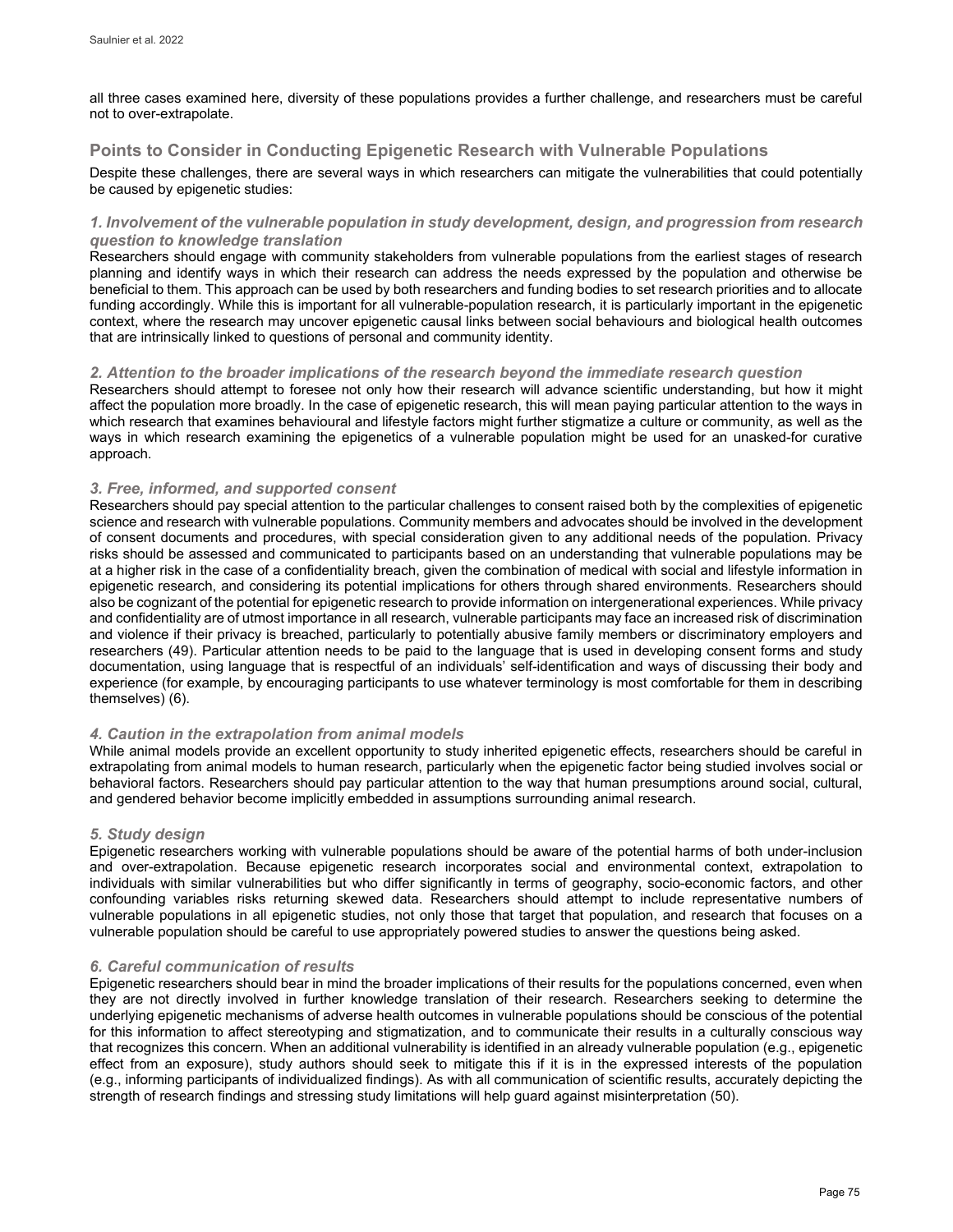all three cases examined here, diversity of these populations provides a further challenge, and researchers must be careful not to over-extrapolate.

## Points to Consider in Conducting Epigenetic Research with Vulnerable Populations

Despite these challenges, there are several ways in which researchers can mitigate the vulnerabilities that could potentially be caused by epigenetic studies:

### *1. Involvement of the vulnerable population in study development, design, and progression from research question to knowledge translation*

Researchers should engage with community stakeholders from vulnerable populations from the earliest stages of research planning and identify ways in which their research can address the needs expressed by the population and otherwise be beneficial to them. This approach can be used by both researchers and funding bodies to set research priorities and to allocate funding accordingly. While this is important for all vulnerable-population research, it is particularly important in the epigenetic context, where the research may uncover epigenetic causal links between social behaviours and biological health outcomes that are intrinsically linked to questions of personal and community identity.

### *2. Attention to the broader implications of the research beyond the immediate research question*

Researchers should attempt to foresee not only how their research will advance scientific understanding, but how it might affect the population more broadly. In the case of epigenetic research, this will mean paying particular attention to the ways in which research that examines behavioural and lifestyle factors might further stigmatize a culture or community, as well as the ways in which research examining the epigenetics of a vulnerable population might be used for an unasked-for curative approach.

### *3. Free, informed, and supported consent*

Researchers should pay special attention to the particular challenges to consent raised both by the complexities of epigenetic science and research with vulnerable populations. Community members and advocates should be involved in the development of consent documents and procedures, with special consideration given to any additional needs of the population. Privacy risks should be assessed and communicated to participants based on an understanding that vulnerable populations may be at a higher risk in the case of a confidentiality breach, given the combination of medical with social and lifestyle information in epigenetic research, and considering its potential implications for others through shared environments. Researchers should also be cognizant of the potential for epigenetic research to provide information on intergenerational experiences. While privacy and confidentiality are of utmost importance in all research, vulnerable participants may face an increased risk of discrimination and violence if their privacy is breached, particularly to potentially abusive family members or discriminatory employers and researchers (49). Particular attention needs to be paid to the language that is used in developing consent forms and study documentation, using language that is respectful of an individuals' self-identification and ways of discussing their body and experience (for example, by encouraging participants to use whatever terminology is most comfortable for them in describing themselves) (6).

### *4. Caution in the extrapolation from animal models*

While animal models provide an excellent opportunity to study inherited epigenetic effects, researchers should be careful in extrapolating from animal models to human research, particularly when the epigenetic factor being studied involves social or behavioral factors. Researchers should pay particular attention to the way that human presumptions around social, cultural, and gendered behavior become implicitly embedded in assumptions surrounding animal research.

### *5. Study design*

Epigenetic researchers working with vulnerable populations should be aware of the potential harms of both under-inclusion and over-extrapolation. Because epigenetic research incorporates social and environmental context, extrapolation to individuals with similar vulnerabilities but who differ significantly in terms of geography, socio-economic factors, and other confounding variables risks returning skewed data. Researchers should attempt to include representative numbers of vulnerable populations in all epigenetic studies, not only those that target that population, and research that focuses on a vulnerable population should be careful to use appropriately powered studies to answer the questions being asked.

### *6. Careful communication of results*

Epigenetic researchers should bear in mind the broader implications of their results for the populations concerned, even when they are not directly involved in further knowledge translation of their research. Researchers seeking to determine the underlying epigenetic mechanisms of adverse health outcomes in vulnerable populations should be conscious of the potential for this information to affect stereotyping and stigmatization, and to communicate their results in a culturally conscious way that recognizes this concern. When an additional vulnerability is identified in an already vulnerable population (e.g., epigenetic effect from an exposure), study authors should seek to mitigate this if it is in the expressed interests of the population (e.g., informing participants of individualized findings). As with all communication of scientific results, accurately depicting the strength of research findings and stressing study limitations will help guard against misinterpretation (50).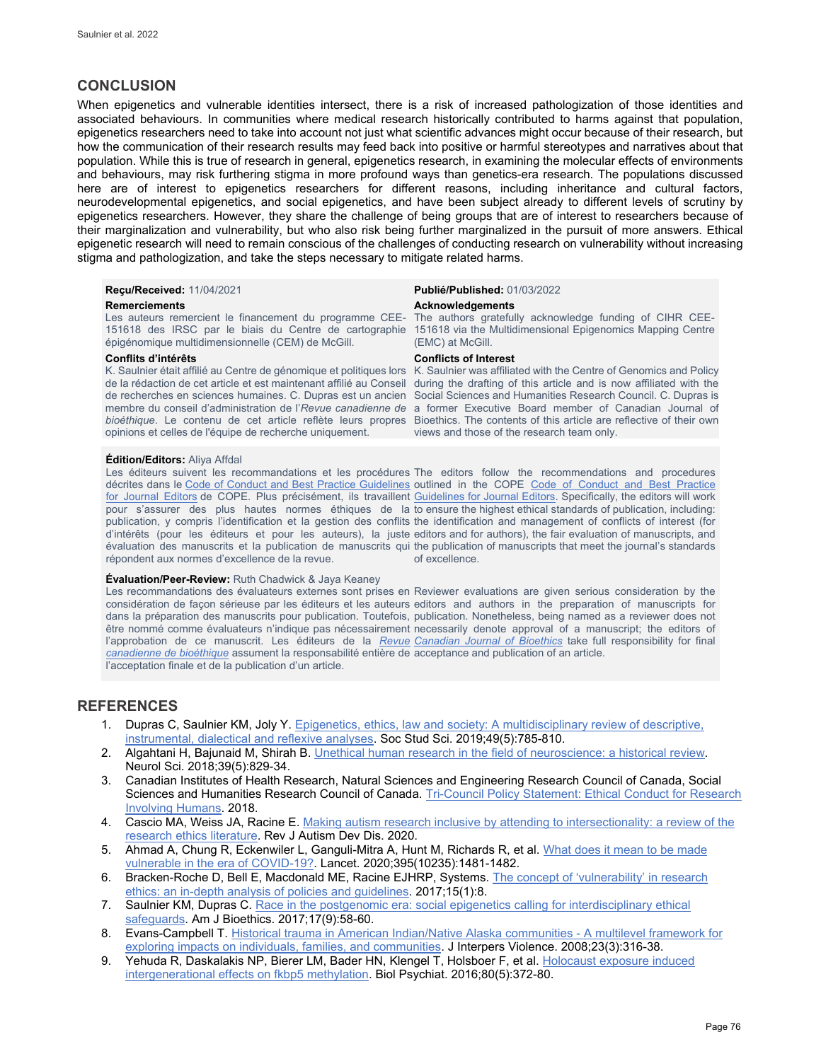## CONCLUSION

When epigenetics and vulnerable identities intersect, there is a risk of increased pathologization of those identities and associated behaviours. In communities where medical research historically contributed to harms against that population, epigenetics researchers need to take into account not just what scientific advances might occur because of their research, but how the communication of their research results may feed back into positive or harmful stereotypes and narratives about that population. While this is true of research in general, epigenetics research, in examining the molecular effects of environments and behaviours, may risk furthering stigma in more profound ways than genetics-era research. The populations discussed here are of interest to epigenetics researchers for different reasons, including inheritance and cultural factors, neurodevelopmental epigenetics, and social epigenetics, and have been subject already to different levels of scrutiny by epigenetics researchers. However, they share the challenge of being groups that are of interest to researchers because of their marginalization and vulnerability, but who also risk being further marginalized in the pursuit of more answers. Ethical epigenetic research will need to remain conscious of the challenges of conducting research on vulnerability without increasing stigma and pathologization, and take the steps necessary to mitigate related harms.

**Reçu/Received:** 11/04/2021

**Publié/Published:** 01/03/2022

**Remerciements**

Les auteurs remercient le financement du programme CEE-151618 des IRSC par le biais du Centre de cartographie épigénomique multidimensionnelle (CEM) de McGill.

**Acknowledgements**

The authors gratefully acknowledge funding of CIHR CEE-151618 via the Multidimensional Epigenomics Mapping Centre (EMC) at McGill.

**Conflits d'intérêts**

K. Saulnier était affilié au Centre de génomique et politiques lors de la rédaction de cet article et est maintenant affilié au Conseil de recherches en sciences humaines. C. Dupras est un ancien membre du conseil d'administration de l'*Revue canadienne de bioéthique*. Le contenu de cet article reflète leurs propres opinions et celles de l'équipe de recherche uniquement.

**Conflicts of Interest**

K. Saulnier was affiliated with the Centre of Genomics and Policy during the drafting of this article and is now affiliated with the Social Sciences and Humanities Research Council. C. Dupras is a former Executive Board member of Canadian Journal of Bioethics. The contents of this article are reflective of their own views and those of the research team only.

**Édition/Editors:** Aliya Affdal

Les éditeurs suivent les recommandations et les procédures décrites dans le Code of Conduct and Best Practice Guidelines for Journal Editors de COPE. Plus précisément, ils travaillent pour s'assurer des plus hautes normes éthiques de la publication, y compris l'identification et la gestion des conflits d'intérêts (pour les éditeurs et pour les auteurs), la juste évaluation des manuscrits et la publication de manuscrits qui répondent aux normes d'excellence de la revue.

The editors follow the recommendations and procedures outlined in the COPE Code of Conduct and Best Practice Guidelines for Journal Editors. Specifically, the editors will work to ensure the highest ethical standards of publication, including: the identification and management of conflicts of interest (for editors and for authors), the fair evaluation of manuscripts, and the publication of manuscripts that meet the journal's standards of excellence.

**Évaluation/Peer-Review:** Ruth Chadwick & Jaya Keaney

Les recommandations des évaluateurs externes sont prises en considération de façon sérieuse par les éditeurs et les auteurs dans la préparation des manuscrits pour publication. Toutefois, être nommé comme évaluateurs n'indique pas nécessairement l'approbation de ce manuscrit. Les éditeurs de la *Revue canadienne de bioéthique* assument la responsabilité entière de l'acceptation finale et de la publication d'un article.

Reviewer evaluations are given serious consideration by the editors and authors in the preparation of manuscripts for publication. Nonetheless, being named as a reviewer does not necessarily denote approval of a manuscript; the editors of *Canadian Journal of Bioethics* take full responsibility for final acceptance and publication of an article.

## REFERENCES

1. Dupras C, Saulnier KM, Joly Y. Epigenetics, ethics, law and society: A multidisciplinary review of descriptive, instrumental, dialectical and reflexive analyses. Soc Stud Sci. 2019;49(5):785-810.
2. Algahtani H, Bajunaid M, Shirah B. Unethical human research in the field of neuroscience: a historical review. Neurol Sci. 2018;39(5):829-34.
3. Canadian Institutes of Health Research, Natural Sciences and Engineering Research Council of Canada, Social Sciences and Humanities Research Council of Canada. Tri-Council Policy Statement: Ethical Conduct for Research Involving Humans. 2018.
4. Cascio MA, Weiss JA, Racine E. Making autism research inclusive by attending to intersectionality: a review of the research ethics literature. Rev J Autism Dev Dis. 2020.
5. Ahmad A, Chung R, Eckenwiler L, Ganguli-Mitra A, Hunt M, Richards R, et al. What does it mean to be made vulnerable in the era of COVID-19?. Lancet. 2020;395(10235):1481-1482.
6. Bracken-Roche D, Bell E, Macdonald ME, Racine EJHRP, Systems. The concept of 'vulnerability' in research ethics: an in-depth analysis of policies and guidelines. 2017;15(1):8.
7. Saulnier KM, Dupras C. Race in the postgenomic era: social epigenetics calling for interdisciplinary ethical safeguards. Am J Bioethics. 2017;17(9):58-60.
8. Evans-Campbell T. Historical trauma in American Indian/Native Alaska communities - A multilevel framework for exploring impacts on individuals, families, and communities. J Interpers Violence. 2008;23(3):316-38.
9. Yehuda R, Daskalakis NP, Bierer LM, Bader HN, Klengel T, Holsboer F, et al. Holocaust exposure induced intergenerational effects on fkbp5 methylation. Biol Psychiat. 2016;80(5):372-80.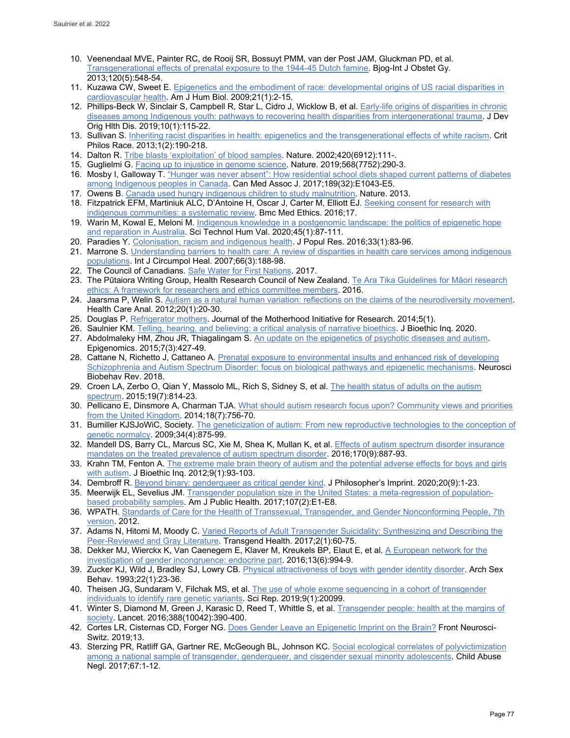10. Veenendaal MVE, Painter RC, de Rooij SR, Bossuyt PMM, van der Post JAM, Gluckman PD, et al. Transgenerational effects of prenatal exposure to the 1944-45 Dutch famine. Bjog-Int J Obstet Gy. 2013;120(5):548-54.
11. Kuzawa CW, Sweet E. Epigenetics and the embodiment of race: developmental origins of US racial disparities in cardiovascular health. Am J Hum Biol. 2009;21(1):2-15.
12. Phillips-Beck W, Sinclair S, Campbell R, Star L, Cidro J, Wicklow B, et al. Early-life origins of disparities in chronic diseases among Indigenous youth: pathways to recovering health disparities from intergenerational trauma. J Dev Orig Hlth Dis. 2019;10(1):115-22.
13. Sullivan S. Inheriting racist disparities in health: epigenetics and the transgenerational effects of white racism. Crit Philos Race. 2013;1(2):190-218.
14. Dalton R. Tribe blasts 'exploitation' of blood samples. Nature. 2002;420(6912):111-.
15. Guglielmi G. Facing up to injustice in genome science. Nature. 2019;568(7752):290-3.
16. Mosby I, Galloway T. "Hunger was never absent": How residential school diets shaped current patterns of diabetes among Indigenous peoples in Canada. Can Med Assoc J. 2017;189(32):E1043-E5.
17. Owens B. Canada used hungry indigenous children to study malnutrition. Nature. 2013.
18. Fitzpatrick EFM, Martiniuk ALC, D'Antoine H, Oscar J, Carter M, Elliott EJ. Seeking consent for research with indigenous communities: a systematic review. Bmc Med Ethics. 2016;17.
19. Warin M, Kowal E, Meloni M. Indigenous knowledge in a postgenomic landscape: the politics of epigenetic hope and reparation in Australia. Sci Technol Hum Val. 2020;45(1):87-111.
20. Paradies Y. Colonisation, racism and indigenous health. J Popul Res. 2016;33(1):83-96.
21. Marrone S. Understanding barriers to health care: A review of disparities in health care services among indigenous populations. Int J Circumpol Heal. 2007;66(3):188-98.
22. The Council of Canadians. Safe Water for First Nations. 2017.
23. The Pūtaiora Writing Group, Health Research Council of New Zealand. Te Ara Tika Guidelines for Māori research ethics: A framework for researchers and ethics committee members. 2016.
24. Jaarsma P, Welin S. Autism as a natural human variation: reflections on the claims of the neurodiversity movement. Health Care Anal. 2012;20(1):20-30.
25. Douglas P. Refrigerator mothers. Journal of the Motherhood Initiative for Research. 2014;5(1).
26. Saulnier KM. Telling, hearing, and believing: a critical analysis of narrative bioethics. J Bioethic Inq. 2020.
27. Abdolmaleky HM, Zhou JR, Thiagalingam S. An update on the epigenetics of psychotic diseases and autism. Epigenomics. 2015;7(3):427-49.
28. Cattane N, Richetto J, Cattaneo A. Prenatal exposure to environmental insults and enhanced risk of developing Schizophrenia and Autism Spectrum Disorder: focus on biological pathways and epigenetic mechanisms. Neurosci Biobehav Rev. 2018.
29. Croen LA, Zerbo O, Qian Y, Massolo ML, Rich S, Sidney S, et al. The health status of adults on the autism spectrum. 2015;19(7):814-23.
30. Pellicano E, Dinsmore A, Charman TJA. What should autism research focus upon? Community views and priorities from the United Kingdom. 2014;18(7):756-70.
31. Bumiller KJSJoWiC, Society. The geneticization of autism: From new reproductive technologies to the conception of genetic normalcy. 2009;34(4):875-99.
32. Mandell DS, Barry CL, Marcus SC, Xie M, Shea K, Mullan K, et al. Effects of autism spectrum disorder insurance mandates on the treated prevalence of autism spectrum disorder. 2016;170(9):887-93.
33. Krahn TM, Fenton A. The extreme male brain theory of autism and the potential adverse effects for boys and girls with autism. J Bioethic Inq. 2012;9(1):93-103.
34. Dembroff R. Beyond binary: genderqueer as critical gender kind. J Philosopher's Imprint. 2020;20(9):1-23.
35. Meerwijk EL, Sevelius JM. Transgender population size in the United States: a meta-regression of population-based probability samples. Am J Public Health. 2017;107(2):E1-E8.
36. WPATH. Standards of Care for the Health of Transsexual, Transgender, and Gender Nonconforming People, 7th version. 2012.
37. Adams N, Hitomi M, Moody C. Varied Reports of Adult Transgender Suicidality: Synthesizing and Describing the Peer-Reviewed and Gray Literature. Transgend Health. 2017;2(1):60-75.
38. Dekker MJ, Wierckx K, Van Caenegem E, Klaver M, Kreukels BP, Elaut E, et al. A European network for the investigation of gender incongruence: endocrine part. 2016;13(6):994-9.
39. Zucker KJ, Wild J, Bradley SJ, Lowry CB. Physical attractiveness of boys with gender identity disorder. Arch Sex Behav. 1993;22(1):23-36.
40. Theisen JG, Sundaram V, Filchak MS, et al. The use of whole exome sequencing in a cohort of transgender individuals to identify rare genetic variants. Sci Rep. 2019;9(1):20099.
41. Winter S, Diamond M, Green J, Karasic D, Reed T, Whittle S, et al. Transgender people: health at the margins of society. Lancet. 2016;388(10042):390-400.
42. Cortes LR, Cisternas CD, Forger NG. Does Gender Leave an Epigenetic Imprint on the Brain? Front Neurosci-Switz. 2019;13.
43. Sterzing PR, Ratliff GA, Gartner RE, McGeough BL, Johnson KC. Social ecological correlates of polyvictimization among a national sample of transgender, genderqueer, and cisgender sexual minority adolescents. Child Abuse Negl. 2017;67:1-12.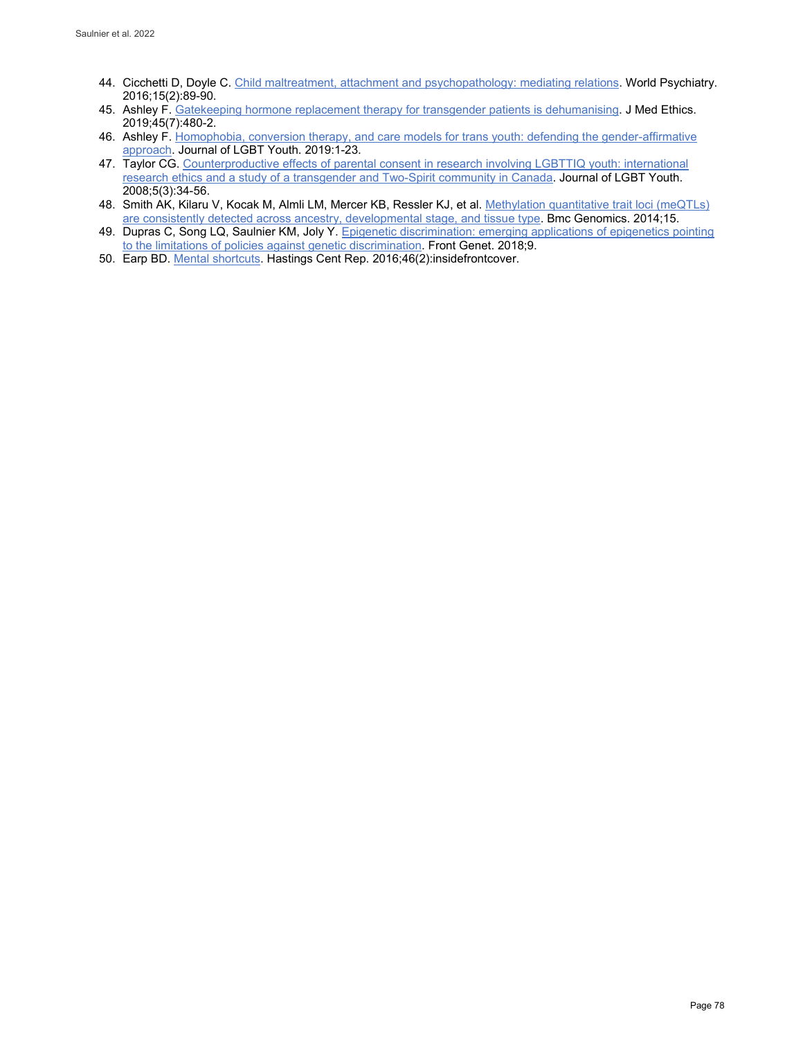44. Cicchetti D, Doyle C. Child maltreatment, attachment and psychopathology: mediating relations. World Psychiatry. 2016;15(2):89-90.
45. Ashley F. Gatekeeping hormone replacement therapy for transgender patients is dehumanising. J Med Ethics. 2019;45(7):480-2.
46. Ashley F. Homophobia, conversion therapy, and care models for trans youth: defending the gender-affirmative approach. Journal of LGBT Youth. 2019:1-23.
47. Taylor CG. Counterproductive effects of parental consent in research involving LGBTTIQ youth: international research ethics and a study of a transgender and Two-Spirit community in Canada. Journal of LGBT Youth. 2008;5(3):34-56.
48. Smith AK, Kilaru V, Kocak M, Almli LM, Mercer KB, Ressler KJ, et al. Methylation quantitative trait loci (meQTLs) are consistently detected across ancestry, developmental stage, and tissue type. Bmc Genomics. 2014;15.
49. Dupras C, Song LQ, Saulnier KM, Joly Y. Epigenetic discrimination: emerging applications of epigenetics pointing to the limitations of policies against genetic discrimination. Front Genet. 2018;9.
50. Earp BD. Mental shortcuts. Hastings Cent Rep. 2016;46(2):insidefrontcover.